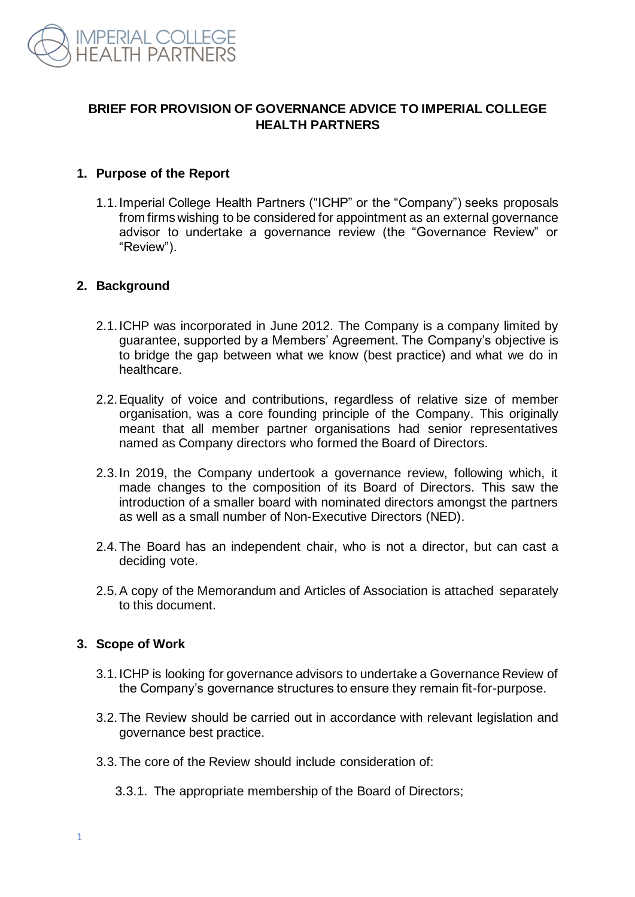**BRIEF FOR PROVISION OF GOVERNANCE ADVICE TO IMPERIAL COLLEGE HEALTH PARTNERS**

## 1. Purpose of the Report

1.1. Imperial College Health Partners ("ICHP" or the "Company") seeks proposals from firms wishing to be considered for appointment as an external governance advisor to undertake a governance review (the "Governance Review" or "Review").

## 2. Background

2.1. ICHP was incorporated in June 2012. The Company is a company limited by guarantee, supported by a Members' Agreement. The Company's objective is to bridge the gap between what we know (best practice) and what we do in healthcare.

2.2. Equality of voice and contributions, regardless of relative size of member organisation, was a core founding principle of the Company. This originally meant that all member partner organisations had senior representatives named as Company directors who formed the Board of Directors.

2.3. In 2019, the Company undertook a governance review, following which, it made changes to the composition of its Board of Directors. This saw the introduction of a smaller board with nominated directors amongst the partners as well as a small number of Non-Executive Directors (NED).

2.4. The Board has an independent chair, who is not a director, but can cast a deciding vote.

2.5. A copy of the Memorandum and Articles of Association is attached separately to this document.

## 3. Scope of Work

3.1. ICHP is looking for governance advisors to undertake a Governance Review of the Company's governance structures to ensure they remain fit-for-purpose.

3.2. The Review should be carried out in accordance with relevant legislation and governance best practice.

3.3. The core of the Review should include consideration of:

3.3.1. The appropriate membership of the Board of Directors;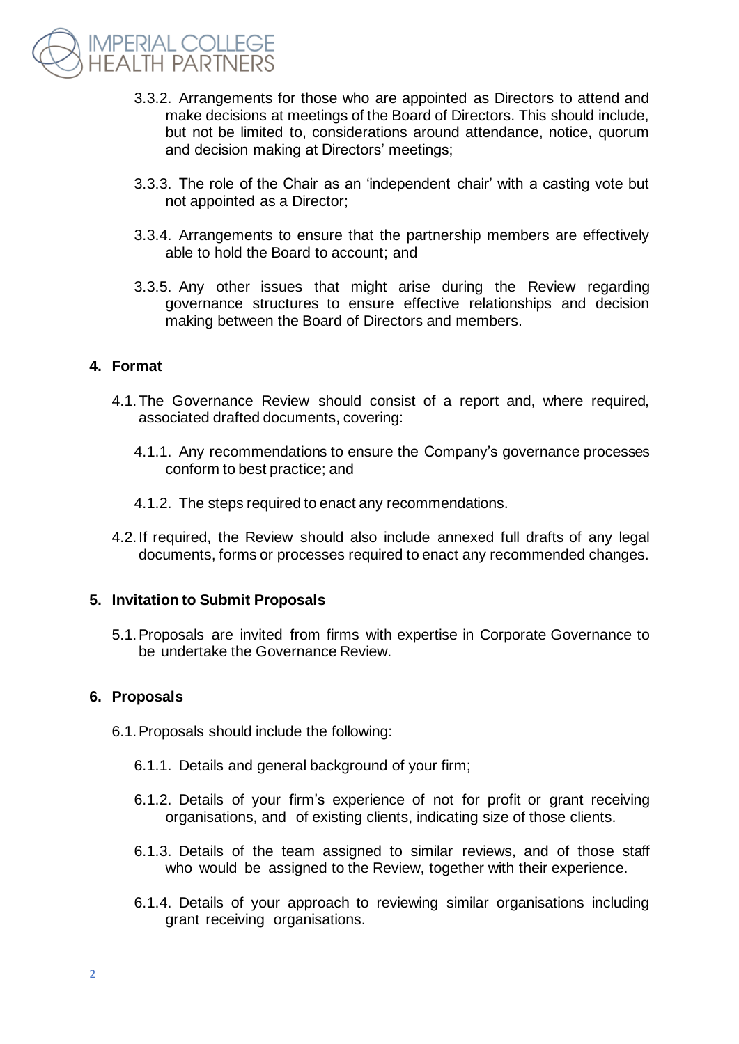3.3.2. Arrangements for those who are appointed as Directors to attend and make decisions at meetings of the Board of Directors. This should include, but not be limited to, considerations around attendance, notice, quorum and decision making at Directors' meetings;

3.3.3. The role of the Chair as an 'independent chair' with a casting vote but not appointed as a Director;

3.3.4. Arrangements to ensure that the partnership members are effectively able to hold the Board to account; and

3.3.5. Any other issues that might arise during the Review regarding governance structures to ensure effective relationships and decision making between the Board of Directors and members.

## 4. Format

4.1. The Governance Review should consist of a report and, where required, associated drafted documents, covering:

4.1.1. Any recommendations to ensure the Company's governance processes conform to best practice; and

4.1.2. The steps required to enact any recommendations.

4.2. If required, the Review should also include annexed full drafts of any legal documents, forms or processes required to enact any recommended changes.

## 5. Invitation to Submit Proposals

5.1. Proposals are invited from firms with expertise in Corporate Governance to be undertake the Governance Review.

## 6. Proposals

6.1. Proposals should include the following:

6.1.1. Details and general background of your firm;

6.1.2. Details of your firm's experience of not for profit or grant receiving organisations, and of existing clients, indicating size of those clients.

6.1.3. Details of the team assigned to similar reviews, and of those staff who would be assigned to the Review, together with their experience.

6.1.4. Details of your approach to reviewing similar organisations including grant receiving organisations.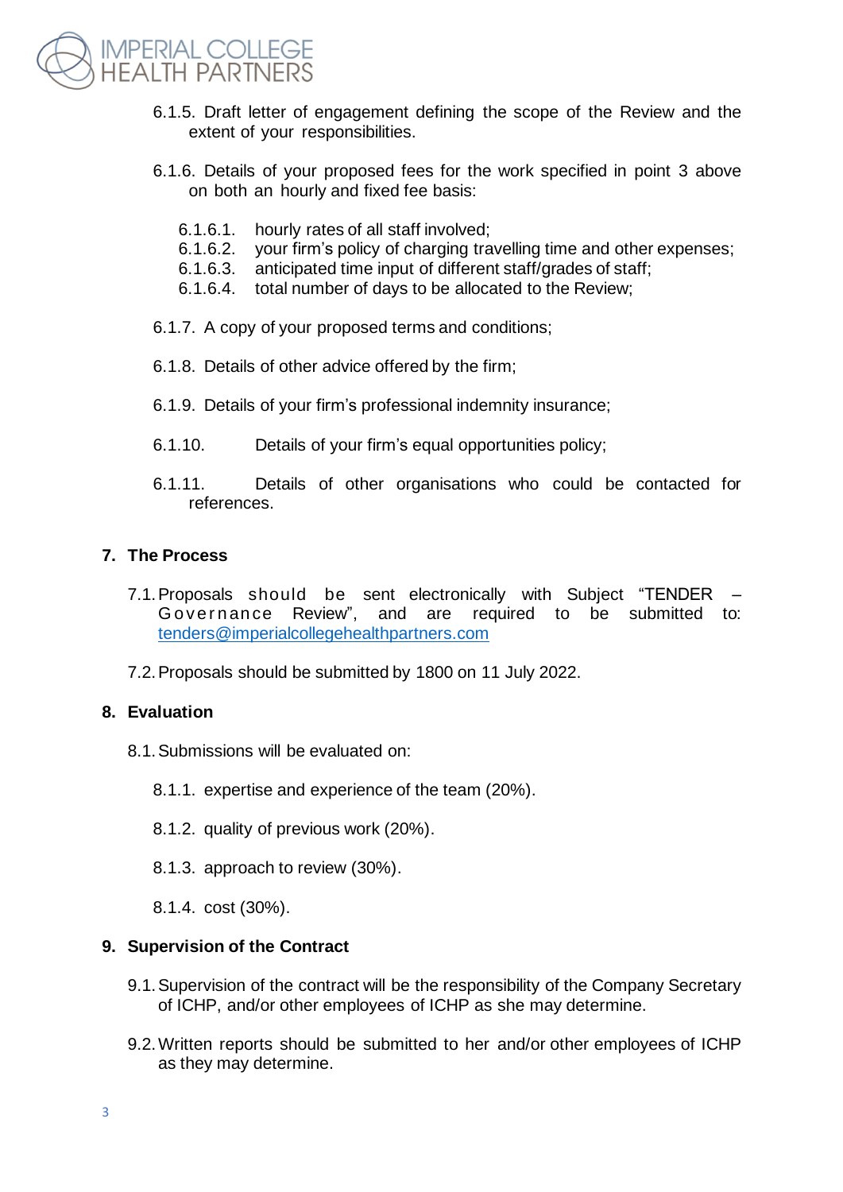6.1.5. Draft letter of engagement defining the scope of the Review and the extent of your responsibilities.

6.1.6. Details of your proposed fees for the work specified in point 3 above on both an hourly and fixed fee basis:

6.1.6.1. hourly rates of all staff involved;
6.1.6.2. your firm's policy of charging travelling time and other expenses;
6.1.6.3. anticipated time input of different staff/grades of staff;
6.1.6.4. total number of days to be allocated to the Review;

6.1.7. A copy of your proposed terms and conditions;

6.1.8. Details of other advice offered by the firm;

6.1.9. Details of your firm's professional indemnity insurance;

6.1.10. Details of your firm's equal opportunities policy;

6.1.11. Details of other organisations who could be contacted for references.

## 7. The Process

7.1. Proposals should be sent electronically with Subject "TENDER – Governance Review", and are required to be submitted to: tenders@imperialcollegehealthpartners.com

7.2. Proposals should be submitted by 1800 on 11 July 2022.

## 8. Evaluation

8.1. Submissions will be evaluated on:

8.1.1. expertise and experience of the team (20%).

8.1.2. quality of previous work (20%).

8.1.3. approach to review (30%).

8.1.4. cost (30%).

## 9. Supervision of the Contract

9.1. Supervision of the contract will be the responsibility of the Company Secretary of ICHP, and/or other employees of ICHP as she may determine.

9.2. Written reports should be submitted to her and/or other employees of ICHP as they may determine.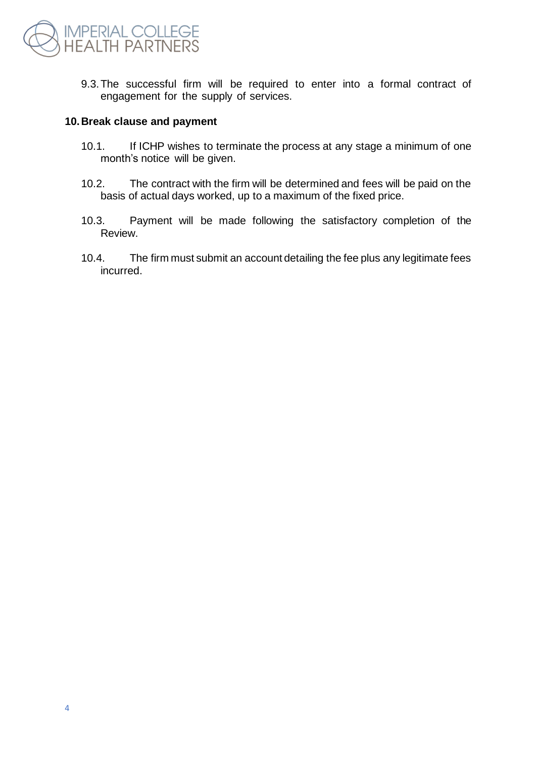9.3. The successful firm will be required to enter into a formal contract of engagement for the supply of services.

## 10. Break clause and payment

10.1. If ICHP wishes to terminate the process at any stage a minimum of one month's notice will be given.

10.2. The contract with the firm will be determined and fees will be paid on the basis of actual days worked, up to a maximum of the fixed price.

10.3. Payment will be made following the satisfactory completion of the Review.

10.4. The firm must submit an account detailing the fee plus any legitimate fees incurred.